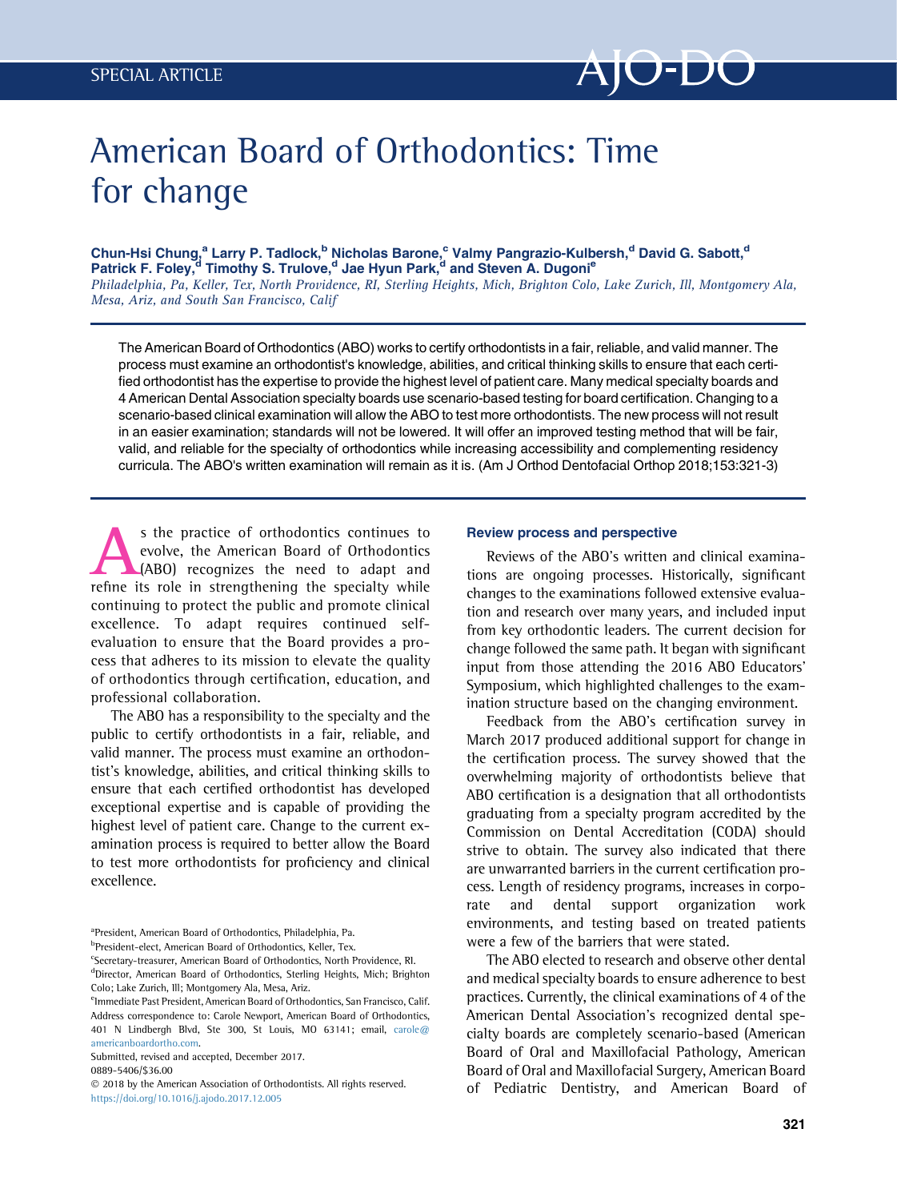SPECIAL ARTICLE

# American Board of Orthodontics: Time for change

**Chun-Hsi Chung,[a] Larry P. Tadlock,[b] Nicholas Barone,[c] Valmy Pangrazio-Kulbersh,[d] David G. Sabott,[d] Patrick F. Foley,[d] Timothy S. Trulove,[d] Jae Hyun Park,[d] and Steven A. Dugoni[e]**

*Philadelphia, Pa, Keller, Tex, North Providence, RI, Sterling Heights, Mich, Brighton Colo, Lake Zurich, Ill, Montgomery Ala, Mesa, Ariz, and South San Francisco, Calif*

The American Board of Orthodontics (ABO) works to certify orthodontists in a fair, reliable, and valid manner. The process must examine an orthodontist's knowledge, abilities, and critical thinking skills to ensure that each certified orthodontist has the expertise to provide the highest level of patient care. Many medical specialty boards and 4 American Dental Association specialty boards use scenario-based testing for board certification. Changing to a scenario-based clinical examination will allow the ABO to test more orthodontists. The new process will not result in an easier examination; standards will not be lowered. It will offer an improved testing method that will be fair, valid, and reliable for the specialty of orthodontics while increasing accessibility and complementing residency curricula. The ABO's written examination will remain as it is. (Am J Orthod Dentofacial Orthop 2018;153:321-3)

As the practice of orthodontics continues to evolve, the American Board of Orthodontics (ABO) recognizes the need to adapt and refine its role in strengthening the specialty while continuing to protect the public and promote clinical excellence. To adapt requires continued self-evaluation to ensure that the Board provides a process that adheres to its mission to elevate the quality of orthodontics through certification, education, and professional collaboration.

The ABO has a responsibility to the specialty and the public to certify orthodontists in a fair, reliable, and valid manner. The process must examine an orthodontist's knowledge, abilities, and critical thinking skills to ensure that each certified orthodontist has developed exceptional expertise and is capable of providing the highest level of patient care. Change to the current examination process is required to better allow the Board to test more orthodontists for proficiency and clinical excellence.

### Review process and perspective

Reviews of the ABO's written and clinical examinations are ongoing processes. Historically, significant changes to the examinations followed extensive evaluation and research over many years, and included input from key orthodontic leaders. The current decision for change followed the same path. It began with significant input from those attending the 2016 ABO Educators' Symposium, which highlighted challenges to the examination structure based on the changing environment.

Feedback from the ABO's certification survey in March 2017 produced additional support for change in the certification process. The survey showed that the overwhelming majority of orthodontists believe that ABO certification is a designation that all orthodontists graduating from a specialty program accredited by the Commission on Dental Accreditation (CODA) should strive to obtain. The survey also indicated that there are unwarranted barriers in the current certification process. Length of residency programs, increases in corporate and dental support organization work environments, and testing based on treated patients were a few of the barriers that were stated.

The ABO elected to research and observe other dental and medical specialty boards to ensure adherence to best practices. Currently, the clinical examinations of 4 of the American Dental Association's recognized dental specialty boards are completely scenario-based (American Board of Oral and Maxillofacial Pathology, American Board of Oral and Maxillofacial Surgery, American Board of Pediatric Dentistry, and American Board of

[a]President, American Board of Orthodontics, Philadelphia, Pa.

[b]President-elect, American Board of Orthodontics, Keller, Tex.

[c]Secretary-treasurer, American Board of Orthodontics, North Providence, RI.

[d]Director, American Board of Orthodontics, Sterling Heights, Mich; Brighton Colo; Lake Zurich, Ill; Montgomery Ala, Mesa, Ariz.

[e]Immediate Past President, American Board of Orthodontics, San Francisco, Calif.

Address correspondence to: Carole Newport, American Board of Orthodontics, 401 N Lindbergh Blvd, Ste 300, St Louis, MO 63141; email, carole@americanboardortho.com.

Submitted, revised and accepted, December 2017.

0889-5406/$36.00

© 2018 by the American Association of Orthodontists. All rights reserved.

https://doi.org/10.1016/j.ajodo.2017.12.005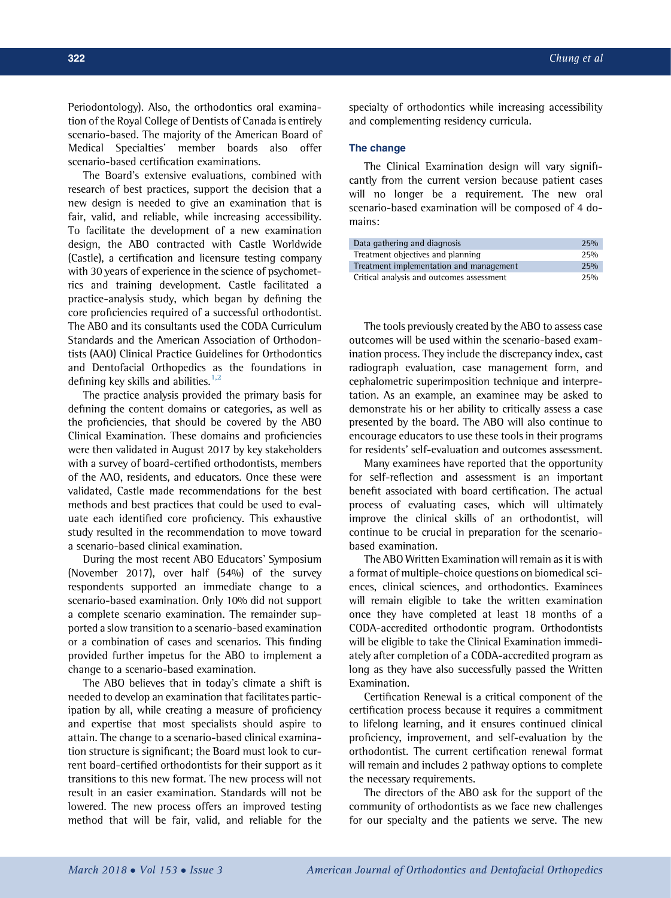Periodontology). Also, the orthodontics oral examination of the Royal College of Dentists of Canada is entirely scenario-based. The majority of the American Board of Medical Specialties' member boards also offer scenario-based certification examinations.

The Board's extensive evaluations, combined with research of best practices, support the decision that a new design is needed to give an examination that is fair, valid, and reliable, while increasing accessibility. To facilitate the development of a new examination design, the ABO contracted with Castle Worldwide (Castle), a certification and licensure testing company with 30 years of experience in the science of psychometrics and training development. Castle facilitated a practice-analysis study, which began by defining the core proficiencies required of a successful orthodontist. The ABO and its consultants used the CODA Curriculum Standards and the American Association of Orthodontists (AAO) Clinical Practice Guidelines for Orthodontics and Dentofacial Orthopedics as the foundations in defining key skills and abilities.[1,2]

The practice analysis provided the primary basis for defining the content domains or categories, as well as the proficiencies, that should be covered by the ABO Clinical Examination. These domains and proficiencies were then validated in August 2017 by key stakeholders with a survey of board-certified orthodontists, members of the AAO, residents, and educators. Once these were validated, Castle made recommendations for the best methods and best practices that could be used to evaluate each identified core proficiency. This exhaustive study resulted in the recommendation to move toward a scenario-based clinical examination.

During the most recent ABO Educators' Symposium (November 2017), over half (54%) of the survey respondents supported an immediate change to a scenario-based examination. Only 10% did not support a complete scenario examination. The remainder supported a slow transition to a scenario-based examination or a combination of cases and scenarios. This finding provided further impetus for the ABO to implement a change to a scenario-based examination.

The ABO believes that in today's climate a shift is needed to develop an examination that facilitates participation by all, while creating a measure of proficiency and expertise that most specialists should aspire to attain. The change to a scenario-based clinical examination structure is significant; the Board must look to current board-certified orthodontists for their support as it transitions to this new format. The new process will not result in an easier examination. Standards will not be lowered. The new process offers an improved testing method that will be fair, valid, and reliable for the specialty of orthodontics while increasing accessibility and complementing residency curricula.

### The change

The Clinical Examination design will vary significantly from the current version because patient cases will no longer be a requirement. The new oral scenario-based examination will be composed of 4 domains:

| Domain | Weight |
|---|---|
| Data gathering and diagnosis | 25% |
| Treatment objectives and planning | 25% |
| Treatment implementation and management | 25% |
| Critical analysis and outcomes assessment | 25% |

The tools previously created by the ABO to assess case outcomes will be used within the scenario-based examination process. They include the discrepancy index, cast radiograph evaluation, case management form, and cephalometric superimposition technique and interpretation. As an example, an examinee may be asked to demonstrate his or her ability to critically assess a case presented by the board. The ABO will also continue to encourage educators to use these tools in their programs for residents' self-evaluation and outcomes assessment.

Many examinees have reported that the opportunity for self-reflection and assessment is an important benefit associated with board certification. The actual process of evaluating cases, which will ultimately improve the clinical skills of an orthodontist, will continue to be crucial in preparation for the scenario-based examination.

The ABO Written Examination will remain as it is with a format of multiple-choice questions on biomedical sciences, clinical sciences, and orthodontics. Examinees will remain eligible to take the written examination once they have completed at least 18 months of a CODA-accredited orthodontic program. Orthodontists will be eligible to take the Clinical Examination immediately after completion of a CODA-accredited program as long as they have also successfully passed the Written Examination.

Certification Renewal is a critical component of the certification process because it requires a commitment to lifelong learning, and it ensures continued clinical proficiency, improvement, and self-evaluation by the orthodontist. The current certification renewal format will remain and includes 2 pathway options to complete the necessary requirements.

The directors of the ABO ask for the support of the community of orthodontists as we face new challenges for our specialty and the patients we serve. The new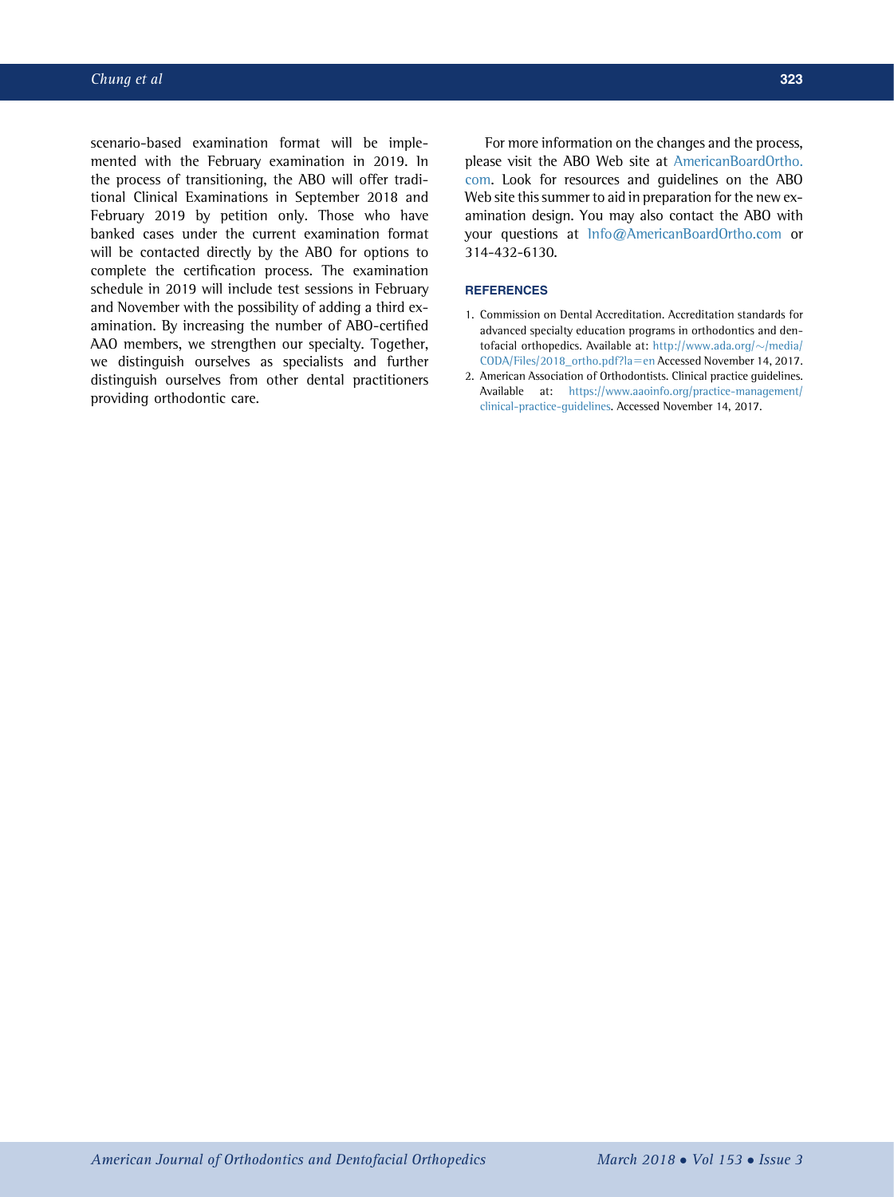scenario-based examination format will be implemented with the February examination in 2019. In the process of transitioning, the ABO will offer traditional Clinical Examinations in September 2018 and February 2019 by petition only. Those who have banked cases under the current examination format will be contacted directly by the ABO for options to complete the certification process. The examination schedule in 2019 will include test sessions in February and November with the possibility of adding a third examination. By increasing the number of ABO-certified AAO members, we strengthen our specialty. Together, we distinguish ourselves as specialists and further distinguish ourselves from other dental practitioners providing orthodontic care.

For more information on the changes and the process, please visit the ABO Web site at AmericanBoardOrtho.com. Look for resources and guidelines on the ABO Web site this summer to aid in preparation for the new examination design. You may also contact the ABO with your questions at Info@AmericanBoardOrtho.com or 314-432-6130.

## REFERENCES

1. Commission on Dental Accreditation. Accreditation standards for advanced specialty education programs in orthodontics and dentofacial orthopedics. Available at: http://www.ada.org/~/media/CODA/Files/2018_ortho.pdf?la=en Accessed November 14, 2017.
2. American Association of Orthodontists. Clinical practice guidelines. Available at: https://www.aaoinfo.org/practice-management/clinical-practice-guidelines. Accessed November 14, 2017.